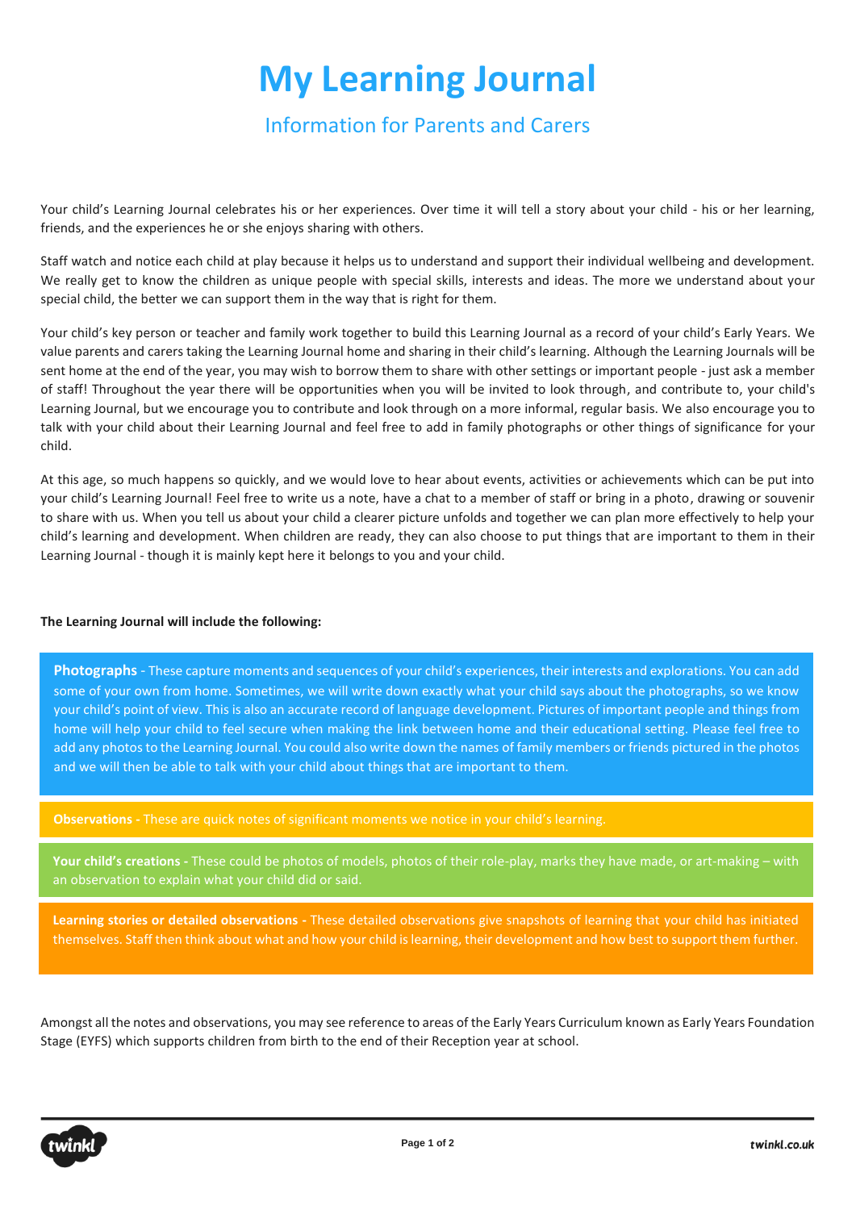# My Learning Journal

## Information for Parents and Carers

Your child's Learning Journal celebrates his or her experiences. Over time it will tell a story about your child - his or her learning, friends, and the experiences he or she enjoys sharing with others.

Staff watch and notice each child at play because it helps us to understand and support their individual wellbeing and development. We really get to know the children as unique people with special skills, interests and ideas. The more we understand about your special child, the better we can support them in the way that is right for them.

Your child's key person or teacher and family work together to build this Learning Journal as a record of your child's Early Years. We value parents and carers taking the Learning Journal home and sharing in their child's learning. Although the Learning Journals will be sent home at the end of the year, you may wish to borrow them to share with other settings or important people - just ask a member of staff! Throughout the year there will be opportunities when you will be invited to look through, and contribute to, your child's Learning Journal, but we encourage you to contribute and look through on a more informal, regular basis. We also encourage you to talk with your child about their Learning Journal and feel free to add in family photographs or other things of significance for your child.

At this age, so much happens so quickly, and we would love to hear about events, activities or achievements which can be put into your child's Learning Journal! Feel free to write us a note, have a chat to a member of staff or bring in a photo, drawing or souvenir to share with us. When you tell us about your child a clearer picture unfolds and together we can plan more effectively to help your child's learning and development. When children are ready, they can also choose to put things that are important to them in their Learning Journal - though it is mainly kept here it belongs to you and your child.

**The Learning Journal will include the following:**

**Photographs -** These capture moments and sequences of your child's experiences, their interests and explorations. You can add some of your own from home. Sometimes, we will write down exactly what your child says about the photographs, so we know your child's point of view. This is also an accurate record of language development. Pictures of important people and things from home will help your child to feel secure when making the link between home and their educational setting. Please feel free to add any photos to the Learning Journal. You could also write down the names of family members or friends pictured in the photos and we will then be able to talk with your child about things that are important to them.

**Observations -** These are quick notes of significant moments we notice in your child's learning.

**Your child's creations -** These could be photos of models, photos of their role-play, marks they have made, or art-making – with an observation to explain what your child did or said.

**Learning stories or detailed observations -** These detailed observations give snapshots of learning that your child has initiated themselves. Staff then think about what and how your child is learning, their development and how best to support them further.

Amongst all the notes and observations, you may see reference to areas of the Early Years Curriculum known as Early Years Foundation Stage (EYFS) which supports children from birth to the end of their Reception year at school.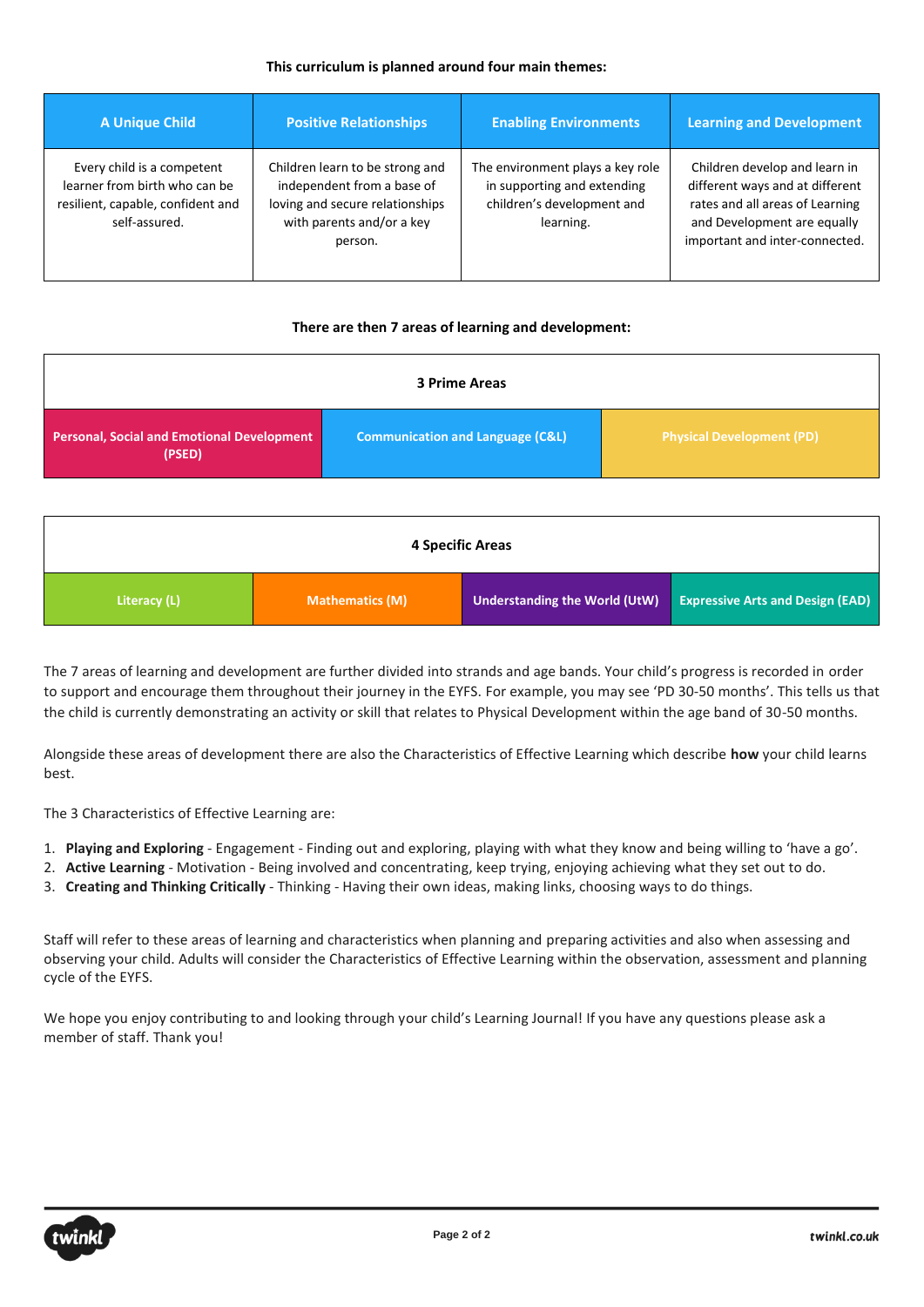**This curriculum is planned around four main themes:**

| A Unique Child | Positive Relationships | Enabling Environments | Learning and Development |
|---|---|---|---|
| Every child is a competent learner from birth who can be resilient, capable, confident and self-assured. | Children learn to be strong and independent from a base of loving and secure relationships with parents and/or a key person. | The environment plays a key role in supporting and extending children's development and learning. | Children develop and learn in different ways and at different rates and all areas of Learning and Development are equally important and inter-connected. |

**There are then 7 areas of learning and development:**

| 3 Prime Areas | | |
|---|---|---|
| Personal, Social and Emotional Development (PSED) | Communication and Language (C&L) | Physical Development (PD) |

| 4 Specific Areas | | | |
|---|---|---|---|
| Literacy (L) | Mathematics (M) | Understanding the World (UtW) | Expressive Arts and Design (EAD) |

The 7 areas of learning and development are further divided into strands and age bands. Your child's progress is recorded in order to support and encourage them throughout their journey in the EYFS. For example, you may see 'PD 30-50 months'. This tells us that the child is currently demonstrating an activity or skill that relates to Physical Development within the age band of 30-50 months.

Alongside these areas of development there are also the Characteristics of Effective Learning which describe **how** your child learns best.

The 3 Characteristics of Effective Learning are:

1. **Playing and Exploring** - Engagement - Finding out and exploring, playing with what they know and being willing to 'have a go'.
2. **Active Learning** - Motivation - Being involved and concentrating, keep trying, enjoying achieving what they set out to do.
3. **Creating and Thinking Critically** - Thinking - Having their own ideas, making links, choosing ways to do things.

Staff will refer to these areas of learning and characteristics when planning and preparing activities and also when assessing and observing your child. Adults will consider the Characteristics of Effective Learning within the observation, assessment and planning cycle of the EYFS.

We hope you enjoy contributing to and looking through your child's Learning Journal! If you have any questions please ask a member of staff. Thank you!